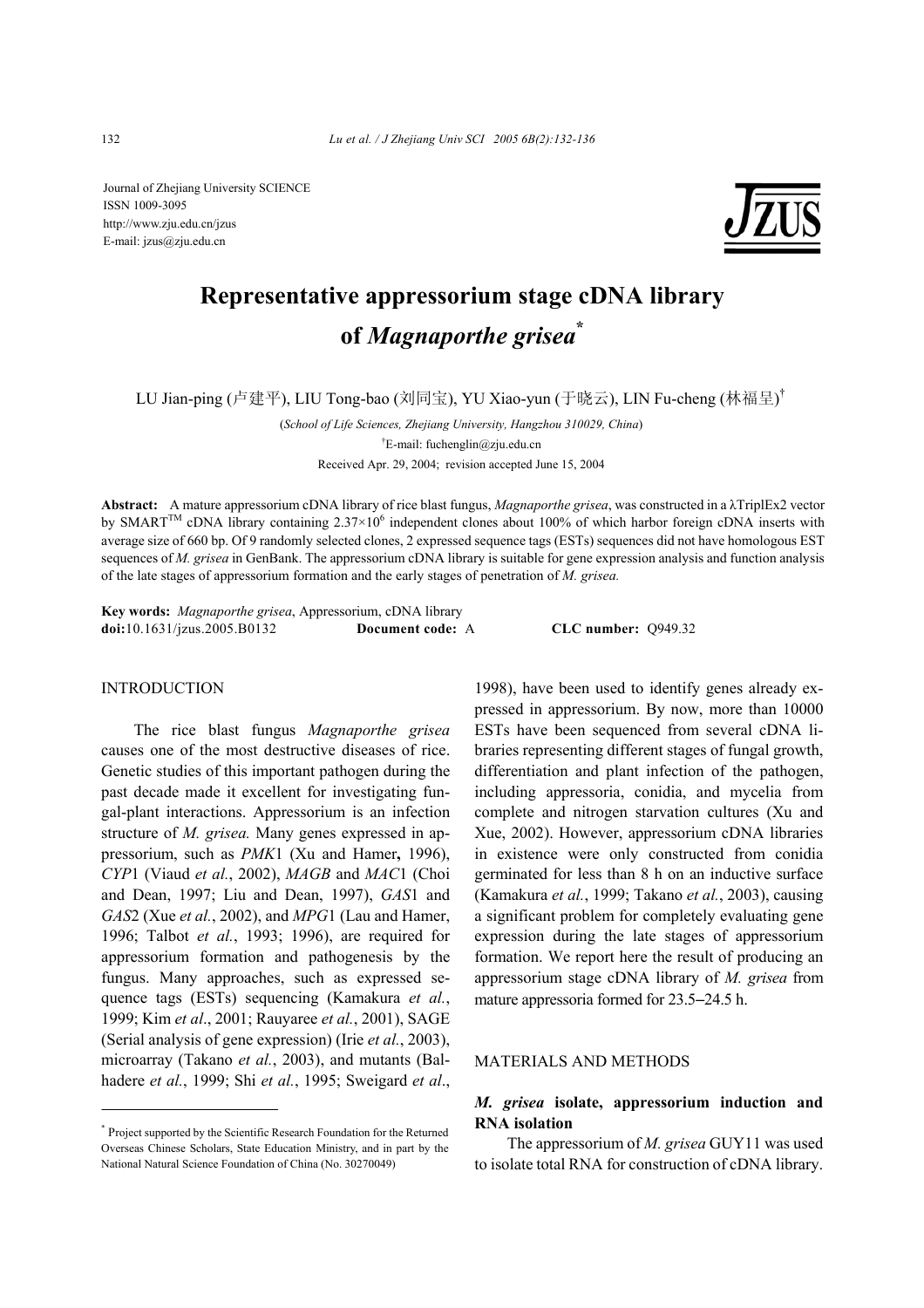Journal of Zhejiang University SCIENCE
ISSN 1009-3095
http://www.zju.edu.cn/jzus
E-mail: jzus@zju.edu.cn

# Representative appressorium stage cDNA library of *Magnaporthe grisea*[*]

LU Jian-ping (卢建平), LIU Tong-bao (刘同宝), YU Xiao-yun (于晓云), LIN Fu-cheng (林福呈)[†]

(*School of Life Sciences, Zhejiang University, Hangzhou 310029, China*)

[†]E-mail: fuchenglin@zju.edu.cn

Received Apr. 29, 2004; revision accepted June 15, 2004

**Abstract:** A mature appressorium cDNA library of rice blast fungus, *Magnaporthe grisea*, was constructed in a λTriplEx2 vector by SMART[TM] cDNA library containing $2.37\times10^6$ independent clones about 100% of which harbor foreign cDNA inserts with average size of 660 bp. Of 9 randomly selected clones, 2 expressed sequence tags (ESTs) sequences did not have homologous EST sequences of *M. grisea* in GenBank. The appressorium cDNA library is suitable for gene expression analysis and function analysis of the late stages of appressorium formation and the early stages of penetration of *M. grisea.*

**Key words:** *Magnaporthe grisea*, Appressorium, cDNA library

**doi:**10.1631/jzus.2005.B0132 **Document code:** A **CLC number:** Q949.32

## INTRODUCTION

The rice blast fungus *Magnaporthe grisea* causes one of the most destructive diseases of rice. Genetic studies of this important pathogen during the past decade made it excellent for investigating fungal-plant interactions. Appressorium is an infection structure of *M. grisea.* Many genes expressed in appressorium, such as *PMK*1 (Xu and Hamer**,** 1996), *CYP*1 (Viaud *et al.*, 2002), *MAGB* and *MAC*1 (Choi and Dean, 1997; Liu and Dean, 1997), *GAS*1 and *GAS*2 (Xue *et al.*, 2002), and *MPG*1 (Lau and Hamer, 1996; Talbot *et al.*, 1993; 1996), are required for appressorium formation and pathogenesis by the fungus. Many approaches, such as expressed sequence tags (ESTs) sequencing (Kamakura *et al.*, 1999; Kim *et al*., 2001; Rauyaree *et al.*, 2001), SAGE (Serial analysis of gene expression) (Irie *et al.*, 2003), microarray (Takano *et al.*, 2003), and mutants (Balhadere *et al.*, 1999; Shi *et al.*, 1995; Sweigard *et al*., 1998), have been used to identify genes already expressed in appressorium. By now, more than 10000 ESTs have been sequenced from several cDNA libraries representing different stages of fungal growth, differentiation and plant infection of the pathogen, including appressoria, conidia, and mycelia from complete and nitrogen starvation cultures (Xu and Xue, 2002). However, appressorium cDNA libraries in existence were only constructed from conidia germinated for less than 8 h on an inductive surface (Kamakura *et al.*, 1999; Takano *et al.*, 2003), causing a significant problem for completely evaluating gene expression during the late stages of appressorium formation. We report here the result of producing an appressorium stage cDNA library of *M. grisea* from mature appressoria formed for 23.5–24.5 h.

## MATERIALS AND METHODS

### *M. grisea* isolate, appressorium induction and RNA isolation

The appressorium of *M. grisea* GUY11 was used to isolate total RNA for construction of cDNA library.

---

[*] Project supported by the Scientific Research Foundation for the Returned Overseas Chinese Scholars, State Education Ministry, and in part by the National Natural Science Foundation of China (No. 30270049)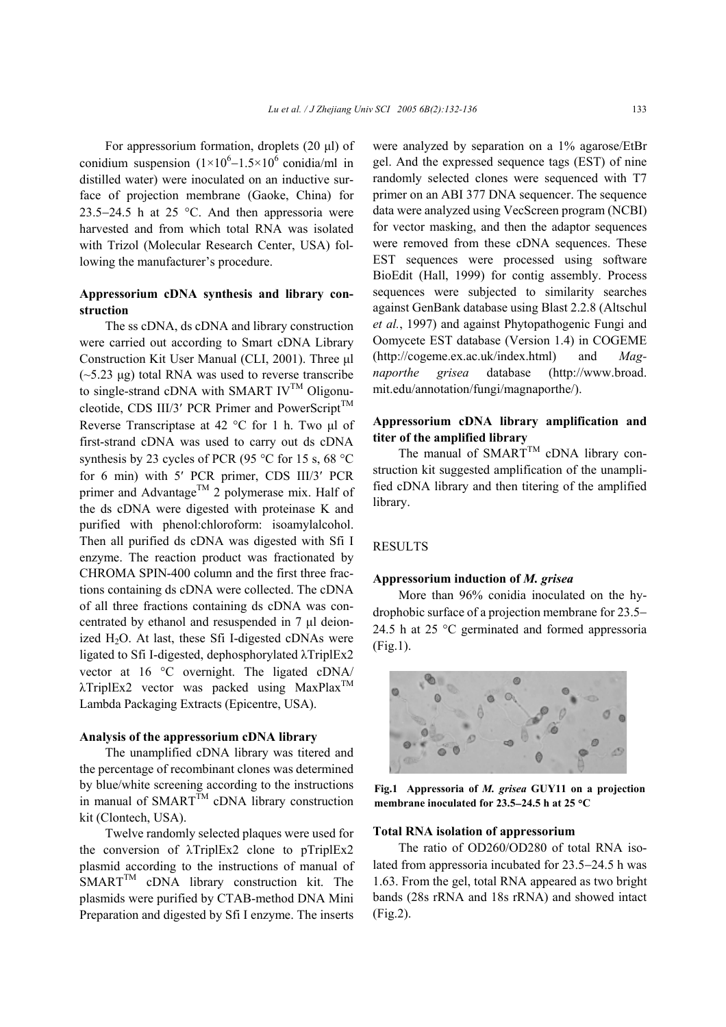For appressorium formation, droplets (20 μl) of conidium suspension ($1\times10^6$−$1.5\times10^6$ conidia/ml in distilled water) were inoculated on an inductive surface of projection membrane (Gaoke, China) for 23.5−24.5 h at 25 °C. And then appressoria were harvested and from which total RNA was isolated with Trizol (Molecular Research Center, USA) following the manufacturer's procedure.

### Appressorium cDNA synthesis and library construction

The ss cDNA, ds cDNA and library construction were carried out according to Smart cDNA Library Construction Kit User Manual (CLI, 2001). Three μl (~5.23 μg) total RNA was used to reverse transcribe to single-strand cDNA with SMART IV™ Oligonucleotide, CDS III/3′ PCR Primer and PowerScript™ Reverse Transcriptase at 42 °C for 1 h. Two μl of first-strand cDNA was used to carry out ds cDNA synthesis by 23 cycles of PCR (95 °C for 15 s, 68 °C for 6 min) with 5′ PCR primer, CDS III/3′ PCR primer and Advantage™ 2 polymerase mix. Half of the ds cDNA were digested with proteinase K and purified with phenol:chloroform: isoamylalcohol. Then all purified ds cDNA was digested with Sfi I enzyme. The reaction product was fractionated by CHROMA SPIN-400 column and the first three fractions containing ds cDNA were collected. The cDNA of all three fractions containing ds cDNA was concentrated by ethanol and resuspended in 7 μl deionized $H_2O$. At last, these Sfi I-digested cDNAs were ligated to Sfi I-digested, dephosphorylated λTriplEx2 vector at 16 °C overnight. The ligated cDNA/λTriplEx2 vector was packed using MaxPlax™ Lambda Packaging Extracts (Epicentre, USA).

### Analysis of the appressorium cDNA library

The unamplified cDNA library was titered and the percentage of recombinant clones was determined by blue/white screening according to the instructions in manual of SMART™ cDNA library construction kit (Clontech, USA).

Twelve randomly selected plaques were used for the conversion of λTriplEx2 clone to pTriplEx2 plasmid according to the instructions of manual of SMART™ cDNA library construction kit. The plasmids were purified by CTAB-method DNA Mini Preparation and digested by Sfi I enzyme. The inserts were analyzed by separation on a 1% agarose/EtBr gel. And the expressed sequence tags (EST) of nine randomly selected clones were sequenced with T7 primer on an ABI 377 DNA sequencer. The sequence data were analyzed using VecScreen program (NCBI) for vector masking, and then the adaptor sequences were removed from these cDNA sequences. These EST sequences were processed using software BioEdit (Hall, 1999) for contig assembly. Process sequences were subjected to similarity searches against GenBank database using Blast 2.2.8 (Altschul *et al.*, 1997) and against Phytopathogenic Fungi and Oomycete EST database (Version 1.4) in COGEME (http://cogeme.ex.ac.uk/index.html) and *Magnaporthe grisea* database (http://www.broad.mit.edu/annotation/fungi/magnaporthe/).

### Appressorium cDNA library amplification and titer of the amplified library

The manual of SMART™ cDNA library construction kit suggested amplification of the unamplified cDNA library and then titering of the amplified library.

## RESULTS

### Appressorium induction of *M. grisea*

More than 96% conidia inoculated on the hydrophobic surface of a projection membrane for 23.5−24.5 h at 25 °C germinated and formed appressoria (Fig.1).

**Fig.1 Appressoria of *M. grisea* GUY11 on a projection membrane inoculated for 23.5–24.5 h at 25 °C**

### Total RNA isolation of appressorium

The ratio of OD260/OD280 of total RNA isolated from appressoria incubated for 23.5−24.5 h was 1.63. From the gel, total RNA appeared as two bright bands (28s rRNA and 18s rRNA) and showed intact (Fig.2).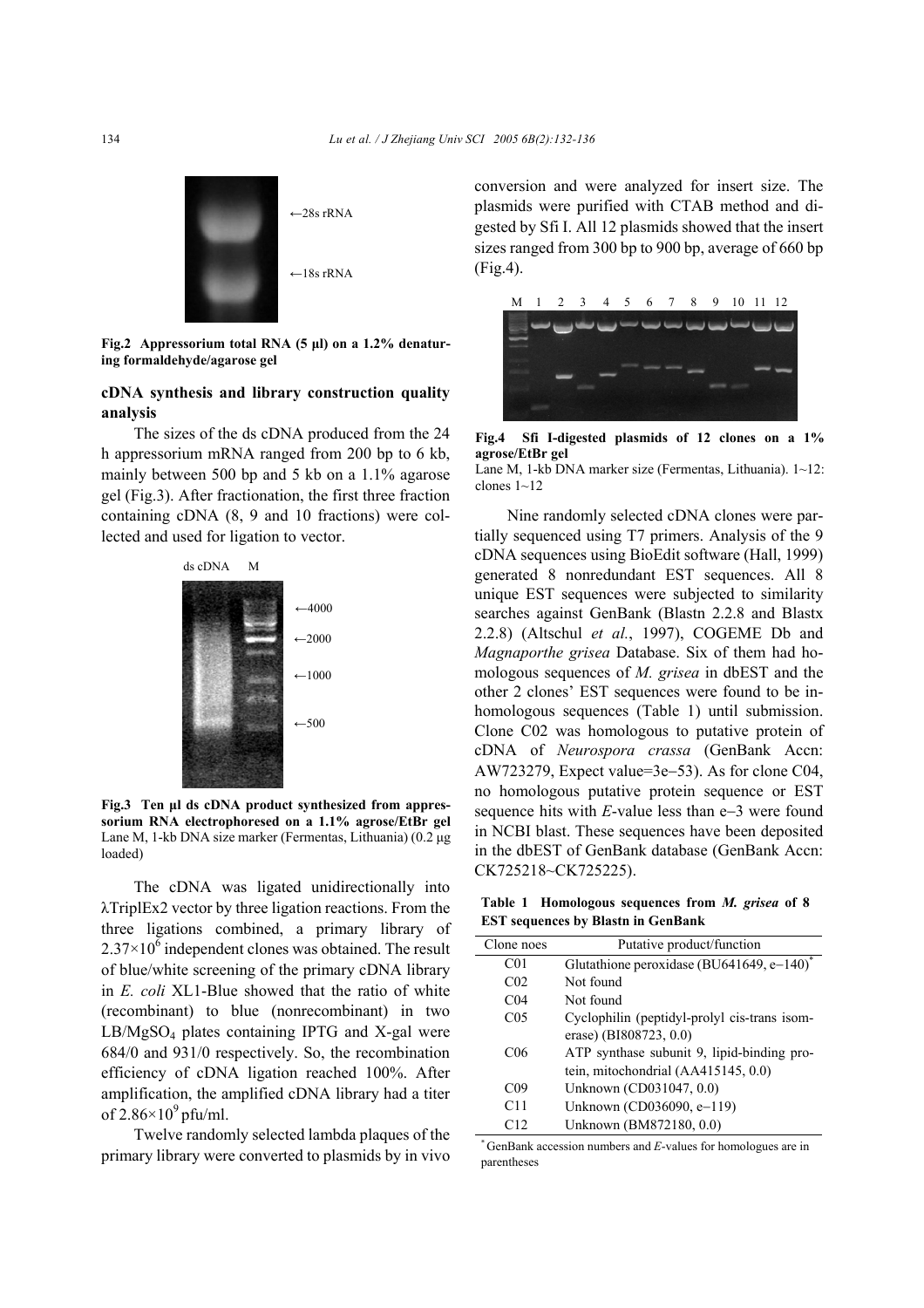**Fig.2 Appressorium total RNA (5 μl) on a 1.2% denaturing formaldehyde/agarose gel**

## cDNA synthesis and library construction quality analysis

The sizes of the ds cDNA produced from the 24 h appressorium mRNA ranged from 200 bp to 6 kb, mainly between 500 bp and 5 kb on a 1.1% agarose gel (Fig.3). After fractionation, the first three fraction containing cDNA (8, 9 and 10 fractions) were collected and used for ligation to vector.

**Fig.3 Ten μl ds cDNA product synthesized from appressorium RNA electrophoresed on a 1.1% agrose/EtBr gel**
Lane M, 1-kb DNA size marker (Fermentas, Lithuania) (0.2 μg loaded)

The cDNA was ligated unidirectionally into λTriplEx2 vector by three ligation reactions. From the three ligations combined, a primary library of $2.37\times10^6$ independent clones was obtained. The result of blue/white screening of the primary cDNA library in *E. coli* XL1-Blue showed that the ratio of white (recombinant) to blue (nonrecombinant) in two LB/$MgSO_4$ plates containing IPTG and X-gal were 684/0 and 931/0 respectively. So, the recombination efficiency of cDNA ligation reached 100%. After amplification, the amplified cDNA library had a titer of $2.86\times10^9$ pfu/ml.

Twelve randomly selected lambda plaques of the primary library were converted to plasmids by in vivo conversion and were analyzed for insert size. The plasmids were purified with CTAB method and digested by Sfi I. All 12 plasmids showed that the insert sizes ranged from 300 bp to 900 bp, average of 660 bp (Fig.4).

**Fig.4 Sfi I-digested plasmids of 12 clones on a 1% agrose/EtBr gel**
Lane M, 1-kb DNA marker size (Fermentas, Lithuania). 1~12: clones 1~12

Nine randomly selected cDNA clones were partially sequenced using T7 primers. Analysis of the 9 cDNA sequences using BioEdit software (Hall, 1999) generated 8 nonredundant EST sequences. All 8 unique EST sequences were subjected to similarity searches against GenBank (Blastn 2.2.8 and Blastx 2.2.8) (Altschul *et al.*, 1997), COGEME Db and *Magnaporthe grisea* Database. Six of them had homologous sequences of *M. grisea* in dbEST and the other 2 clones' EST sequences were found to be inhomologous sequences (Table 1) until submission. Clone C02 was homologous to putative protein of cDNA of *Neurospora crassa* (GenBank Accn: AW723279, Expect value=3e−53). As for clone C04, no homologous putative protein sequence or EST sequence hits with *E*-value less than e−3 were found in NCBI blast. These sequences have been deposited in the dbEST of GenBank database (GenBank Accn: CK725218~CK725225).

**Table 1 Homologous sequences from *M. grisea* of 8 EST sequences by Blastn in GenBank**

| Clone noes | Putative product/function |
|---|---|
| C01 | Glutathione peroxidase (BU641649, e−140)* |
| C02 | Not found |
| C04 | Not found |
| C05 | Cyclophilin (peptidyl-prolyl cis-trans isomerase) (BI808723, 0.0) |
| C06 | ATP synthase subunit 9, lipid-binding protein, mitochondrial (AA415145, 0.0) |
| C09 | Unknown (CD031047, 0.0) |
| C11 | Unknown (CD036090, e−119) |
| C12 | Unknown (BM872180, 0.0) |

* GenBank accession numbers and *E*-values for homologues are in parentheses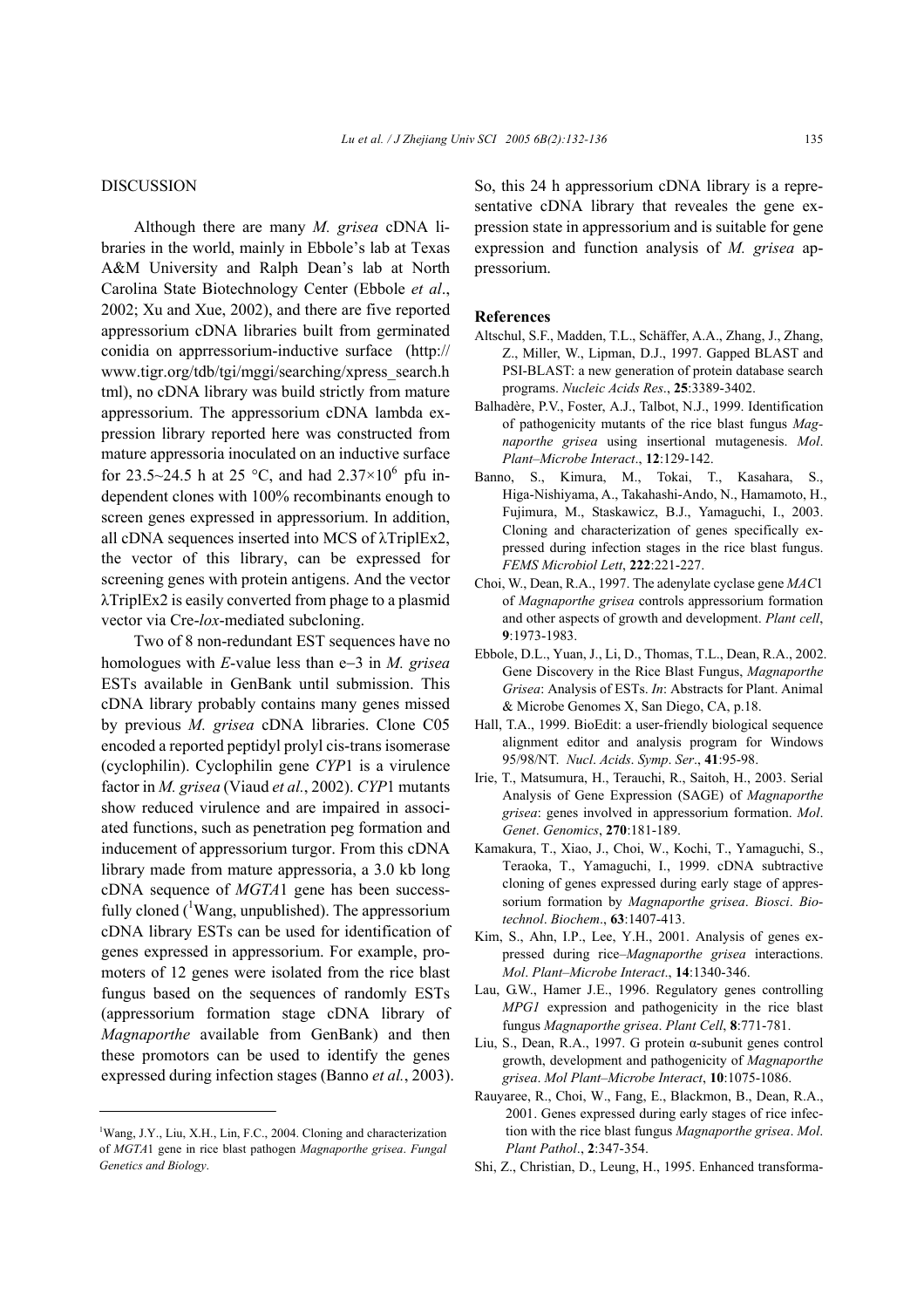## DISCUSSION

Although there are many *M. grisea* cDNA libraries in the world, mainly in Ebbole's lab at Texas A&M University and Ralph Dean's lab at North Carolina State Biotechnology Center (Ebbole *et al*., 2002; Xu and Xue, 2002), and there are five reported appressorium cDNA libraries built from germinated conidia on apprressorium-inductive surface (http://www.tigr.org/tdb/tgi/mggi/searching/xpress_search.html), no cDNA library was build strictly from mature appressorium. The appressorium cDNA lambda expression library reported here was constructed from mature appressoria inoculated on an inductive surface for 23.5~24.5 h at 25 °C, and had $2.37\times10^6$ pfu independent clones with 100% recombinants enough to screen genes expressed in appressorium. In addition, all cDNA sequences inserted into MCS of λTriplEx2, the vector of this library, can be expressed for screening genes with protein antigens. And the vector λTriplEx2 is easily converted from phage to a plasmid vector via Cre-*lox*-mediated subcloning.

Two of 8 non-redundant EST sequences have no homologues with *E*-value less than e−3 in *M. grisea* ESTs available in GenBank until submission. This cDNA library probably contains many genes missed by previous *M. grisea* cDNA libraries. Clone C05 encoded a reported peptidyl prolyl cis-trans isomerase (cyclophilin). Cyclophilin gene *CYP*1 is a virulence factor in *M. grisea* (Viaud *et al.*, 2002). *CYP*1 mutants show reduced virulence and are impaired in associated functions, such as penetration peg formation and inducement of appressorium turgor. From this cDNA library made from mature appressoria, a 3.0 kb long cDNA sequence of *MGTA*1 gene has been successfully cloned ([1]Wang, unpublished). The appressorium cDNA library ESTs can be used for identification of genes expressed in appressorium. For example, promoters of 12 genes were isolated from the rice blast fungus based on the sequences of randomly ESTs (appressorium formation stage cDNA library of *Magnaporthe* available from GenBank) and then these promotors can be used to identify the genes expressed during infection stages (Banno *et al.*, 2003). So, this 24 h appressorium cDNA library is a representative cDNA library that reveales the gene expression state in appressorium and is suitable for gene expression and function analysis of *M. grisea* appressorium.

[1]Wang, J.Y., Liu, X.H., Lin, F.C., 2004. Cloning and characterization of *MGTA*1 gene in rice blast pathogen *Magnaporthe grisea*. *Fungal Genetics and Biology*.

## References

Altschul, S.F., Madden, T.L., Schäffer, A.A., Zhang, J., Zhang, Z., Miller, W., Lipman, D.J., 1997. Gapped BLAST and PSI-BLAST: a new generation of protein database search programs. *Nucleic Acids Res*., **25**:3389-3402.

Balhadère, P.V., Foster, A.J., Talbot, N.J., 1999. Identification of pathogenicity mutants of the rice blast fungus *Magnaporthe grisea* using insertional mutagenesis. *Mol*. *Plant–Microbe Interact*., **12**:129-142.

Banno, S., Kimura, M., Tokai, T., Kasahara, S., Higa-Nishiyama, A., Takahashi-Ando, N., Hamamoto, H., Fujimura, M., Staskawicz, B.J., Yamaguchi, I., 2003. Cloning and characterization of genes specifically expressed during infection stages in the rice blast fungus. *FEMS Microbiol Lett*, **222**:221-227.

Choi, W., Dean, R.A., 1997. The adenylate cyclase gene *MAC*1 of *Magnaporthe grisea* controls appressorium formation and other aspects of growth and development. *Plant cell*, **9**:1973-1983.

Ebbole, D.L., Yuan, J., Li, D., Thomas, T.L., Dean, R.A., 2002. Gene Discovery in the Rice Blast Fungus, *Magnaporthe Grisea*: Analysis of ESTs. *In*: Abstracts for Plant. Animal & Microbe Genomes X, San Diego, CA, p.18.

Hall, T.A., 1999. BioEdit: a user-friendly biological sequence alignment editor and analysis program for Windows 95/98/NT. *Nucl*. *Acids*. *Symp*. *Ser*., **41**:95-98.

Irie, T., Matsumura, H., Terauchi, R., Saitoh, H., 2003. Serial Analysis of Gene Expression (SAGE) of *Magnaporthe grisea*: genes involved in appressorium formation. *Mol*. *Genet*. *Genomics*, **270**:181-189.

Kamakura, T., Xiao, J., Choi, W., Kochi, T., Yamaguchi, S., Teraoka, T., Yamaguchi, I., 1999. cDNA subtractive cloning of genes expressed during early stage of appressorium formation by *Magnaporthe grisea*. *Biosci*. *Biotechnol*. *Biochem*., **63**:1407-413.

Kim, S., Ahn, I.P., Lee, Y.H., 2001. Analysis of genes expressed during rice–*Magnaporthe grisea* interactions. *Mol*. *Plant–Microbe Interact*., **14**:1340-346.

Lau, G.W., Hamer J.E., 1996. Regulatory genes controlling *MPG1* expression and pathogenicity in the rice blast fungus *Magnaporthe grisea*. *Plant Cell*, **8**:771-781.

Liu, S., Dean, R.A., 1997. G protein α-subunit genes control growth, development and pathogenicity of *Magnaporthe grisea*. *Mol Plant–Microbe Interact*, **10**:1075-1086.

Rauyaree, R., Choi, W., Fang, E., Blackmon, B., Dean, R.A., 2001. Genes expressed during early stages of rice infection with the rice blast fungus *Magnaporthe grisea*. *Mol*. *Plant Pathol*., **2**:347-354.

Shi, Z., Christian, D., Leung, H., 1995. Enhanced transforma-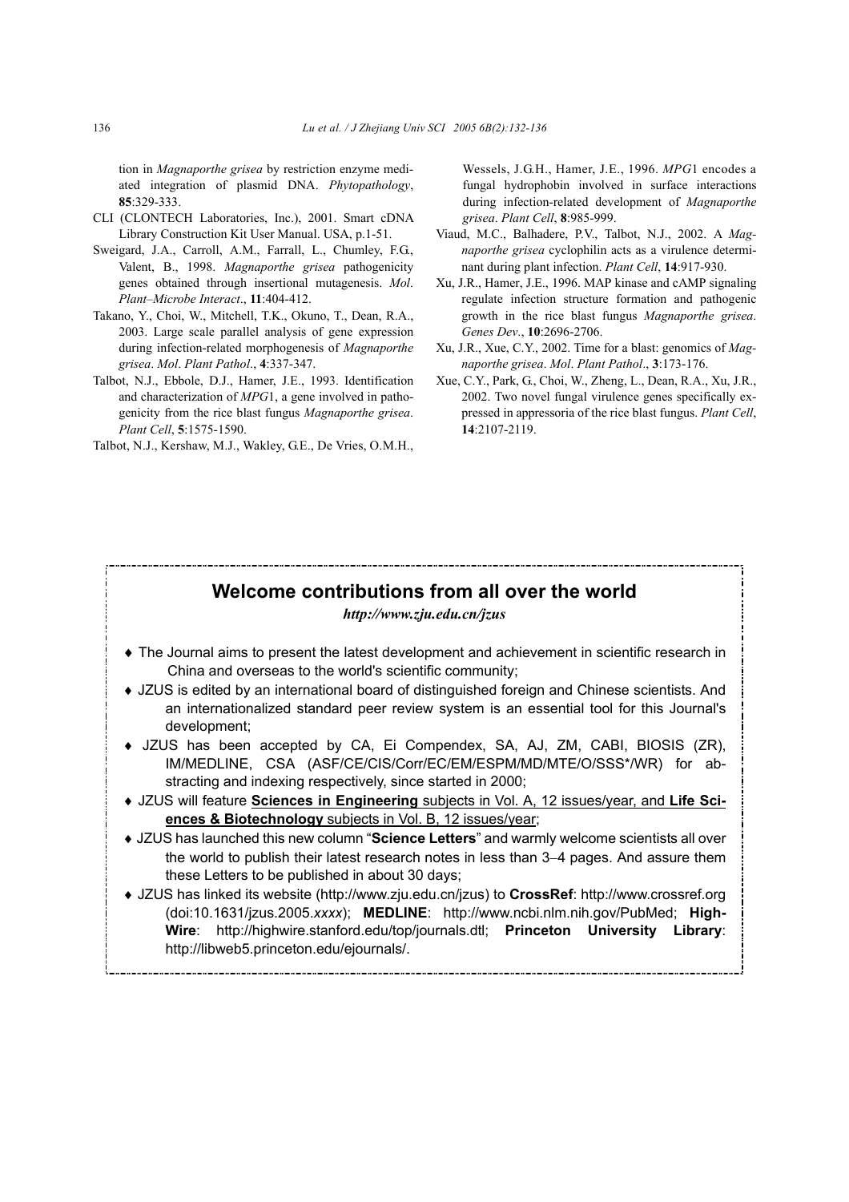tion in *Magnaporthe grisea* by restriction enzyme mediated integration of plasmid DNA. *Phytopathology*, **85**:329-333.

CLI (CLONTECH Laboratories, Inc.), 2001. Smart cDNA Library Construction Kit User Manual. USA, p.1-51.

Sweigard, J.A., Carroll, A.M., Farrall, L., Chumley, F.G., Valent, B., 1998. *Magnaporthe grisea* pathogenicity genes obtained through insertional mutagenesis. *Mol. Plant–Microbe Interact*., **11**:404-412.

Takano, Y., Choi, W., Mitchell, T.K., Okuno, T., Dean, R.A., 2003. Large scale parallel analysis of gene expression during infection-related morphogenesis of *Magnaporthe grisea*. *Mol. Plant Pathol*., **4**:337-347.

Talbot, N.J., Ebbole, D.J., Hamer, J.E., 1993. Identification and characterization of *MPG*1, a gene involved in pathogenicity from the rice blast fungus *Magnaporthe grisea*. *Plant Cell*, **5**:1575-1590.

Talbot, N.J., Kershaw, M.J., Wakley, G.E., De Vries, O.M.H., Wessels, J.G.H., Hamer, J.E., 1996. *MPG*1 encodes a fungal hydrophobin involved in surface interactions during infection-related development of *Magnaporthe grisea*. *Plant Cell*, **8**:985-999.

Viaud, M.C., Balhadere, P.V., Talbot, N.J., 2002. A *Magnaporthe grisea* cyclophilin acts as a virulence determinant during plant infection. *Plant Cell*, **14**:917-930.

Xu, J.R., Hamer, J.E., 1996. MAP kinase and cAMP signaling regulate infection structure formation and pathogenic growth in the rice blast fungus *Magnaporthe grisea*. *Genes Dev*., **10**:2696-2706.

Xu, J.R., Xue, C.Y., 2002. Time for a blast: genomics of *Magnaporthe grisea*. *Mol. Plant Pathol*., **3**:173-176.

Xue, C.Y., Park, G., Choi, W., Zheng, L., Dean, R.A., Xu, J.R., 2002. Two novel fungal virulence genes specifically expressed in appressoria of the rice blast fungus. *Plant Cell*, **14**:2107-2119.

## Welcome contributions from all over the world

***http://www.zju.edu.cn/jzus***

- ♦ The Journal aims to present the latest development and achievement in scientific research in China and overseas to the world's scientific community;
- ♦ JZUS is edited by an international board of distinguished foreign and Chinese scientists. And an internationalized standard peer review system is an essential tool for this Journal's development;
- ♦ JZUS has been accepted by CA, Ei Compendex, SA, AJ, ZM, CABI, BIOSIS (ZR), IM/MEDLINE, CSA (ASF/CE/CIS/Corr/EC/EM/ESPM/MD/MTE/O/SSS*/WR) for abstracting and indexing respectively, since started in 2000;
- ♦ JZUS will feature **Sciences in Engineering** subjects in Vol. A, 12 issues/year, and **Life Sciences & Biotechnology** subjects in Vol. B, 12 issues/year;
- ♦ JZUS has launched this new column "**Science Letters**" and warmly welcome scientists all over the world to publish their latest research notes in less than 3–4 pages. And assure them these Letters to be published in about 30 days;
- ♦ JZUS has linked its website (http://www.zju.edu.cn/jzus) to **CrossRef**: http://www.crossref.org (doi:10.1631/jzus.2005.*xxxx*); **MEDLINE**: http://www.ncbi.nlm.nih.gov/PubMed; **HighWire**: http://highwire.stanford.edu/top/journals.dtl; **Princeton University Library**: http://libweb5.princeton.edu/ejournals/.